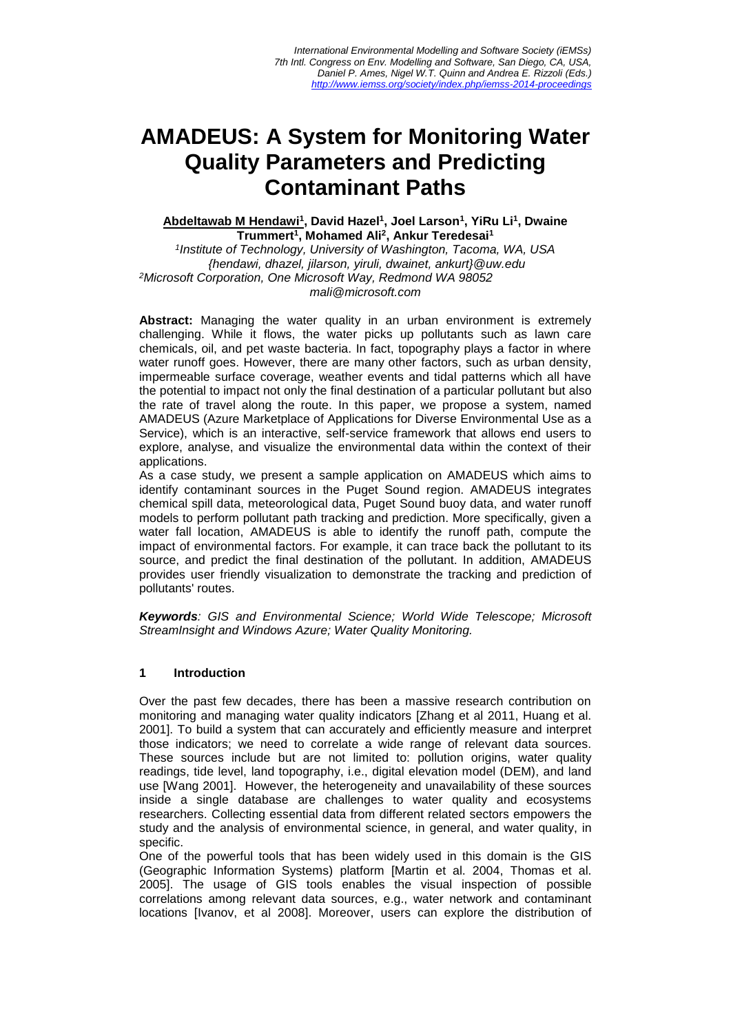# AMADEUS: A System for Monitoring Water Quality Parameters and Predicting Contaminant Paths

**Abdeltawab M Hendawi[1], David Hazel[1], Joel Larson[1], YiRu Li[1], Dwaine Trummert[1], Mohamed Ali[2], Ankur Teredesai[1]**

*[1]Institute of Technology, University of Washington, Tacoma, WA, USA*
*{hendawi, dhazel, jilarson, yiruli, dwainet, ankurt}@uw.edu*
*[2]Microsoft Corporation, One Microsoft Way, Redmond WA 98052*
*mali@microsoft.com*

**Abstract:** Managing the water quality in an urban environment is extremely challenging. While it flows, the water picks up pollutants such as lawn care chemicals, oil, and pet waste bacteria. In fact, topography plays a factor in where water runoff goes. However, there are many other factors, such as urban density, impermeable surface coverage, weather events and tidal patterns which all have the potential to impact not only the final destination of a particular pollutant but also the rate of travel along the route. In this paper, we propose a system, named AMADEUS (Azure Marketplace of Applications for Diverse Environmental Use as a Service), which is an interactive, self-service framework that allows end users to explore, analyse, and visualize the environmental data within the context of their applications.

As a case study, we present a sample application on AMADEUS which aims to identify contaminant sources in the Puget Sound region. AMADEUS integrates chemical spill data, meteorological data, Puget Sound buoy data, and water runoff models to perform pollutant path tracking and prediction. More specifically, given a water fall location, AMADEUS is able to identify the runoff path, compute the impact of environmental factors. For example, it can trace back the pollutant to its source, and predict the final destination of the pollutant. In addition, AMADEUS provides user friendly visualization to demonstrate the tracking and prediction of pollutants' routes.

***Keywords****: GIS and Environmental Science; World Wide Telescope; Microsoft StreamInsight and Windows Azure; Water Quality Monitoring.*

## 1 Introduction

Over the past few decades, there has been a massive research contribution on monitoring and managing water quality indicators [Zhang et al 2011, Huang et al. 2001]. To build a system that can accurately and efficiently measure and interpret those indicators; we need to correlate a wide range of relevant data sources. These sources include but are not limited to: pollution origins, water quality readings, tide level, land topography, i.e., digital elevation model (DEM), and land use [Wang 2001]. However, the heterogeneity and unavailability of these sources inside a single database are challenges to water quality and ecosystems researchers. Collecting essential data from different related sectors empowers the study and the analysis of environmental science, in general, and water quality, in specific.

One of the powerful tools that has been widely used in this domain is the GIS (Geographic Information Systems) platform [Martin et al. 2004, Thomas et al. 2005]. The usage of GIS tools enables the visual inspection of possible correlations among relevant data sources, e.g., water network and contaminant locations [Ivanov, et al 2008]. Moreover, users can explore the distribution of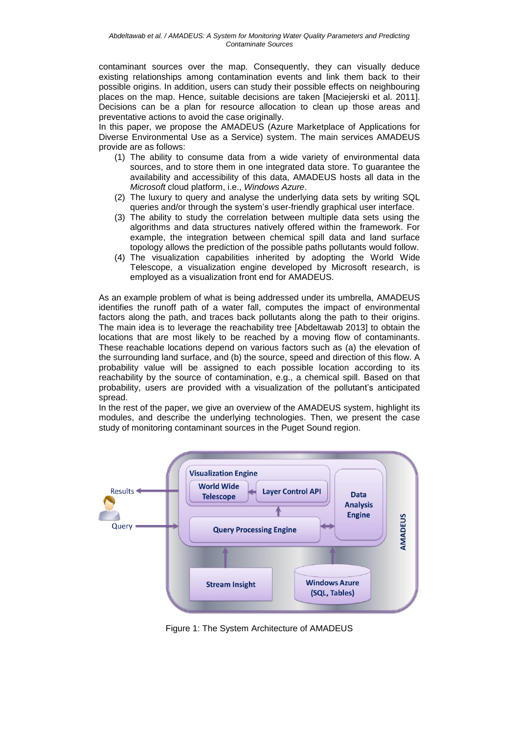contaminant sources over the map. Consequently, they can visually deduce existing relationships among contamination events and link them back to their possible origins. In addition, users can study their possible effects on neighbouring places on the map. Hence, suitable decisions are taken [Maciejerski et al. 2011]. Decisions can be a plan for resource allocation to clean up those areas and preventative actions to avoid the case originally.

In this paper, we propose the AMADEUS (Azure Marketplace of Applications for Diverse Environmental Use as a Service) system. The main services AMADEUS provide are as follows:

(1) The ability to consume data from a wide variety of environmental data sources, and to store them in one integrated data store. To guarantee the availability and accessibility of this data, AMADEUS hosts all data in the *Microsoft* cloud platform, i.e., *Windows Azure*.
(2) The luxury to query and analyse the underlying data sets by writing SQL queries and/or through the system's user-friendly graphical user interface.
(3) The ability to study the correlation between multiple data sets using the algorithms and data structures natively offered within the framework. For example, the integration between chemical spill data and land surface topology allows the prediction of the possible paths pollutants would follow.
(4) The visualization capabilities inherited by adopting the World Wide Telescope, a visualization engine developed by Microsoft research, is employed as a visualization front end for AMADEUS.

As an example problem of what is being addressed under its umbrella, AMADEUS identifies the runoff path of a water fall, computes the impact of environmental factors along the path, and traces back pollutants along the path to their origins. The main idea is to leverage the reachability tree [Abdeltawab 2013] to obtain the locations that are most likely to be reached by a moving flow of contaminants. These reachable locations depend on various factors such as (a) the elevation of the surrounding land surface, and (b) the source, speed and direction of this flow. A probability value will be assigned to each possible location according to its reachability by the source of contamination, e.g., a chemical spill. Based on that probability, users are provided with a visualization of the pollutant's anticipated spread.

In the rest of the paper, we give an overview of the AMADEUS system, highlight its modules, and describe the underlying technologies. Then, we present the case study of monitoring contaminant sources in the Puget Sound region.

Figure 1: The System Architecture of AMADEUS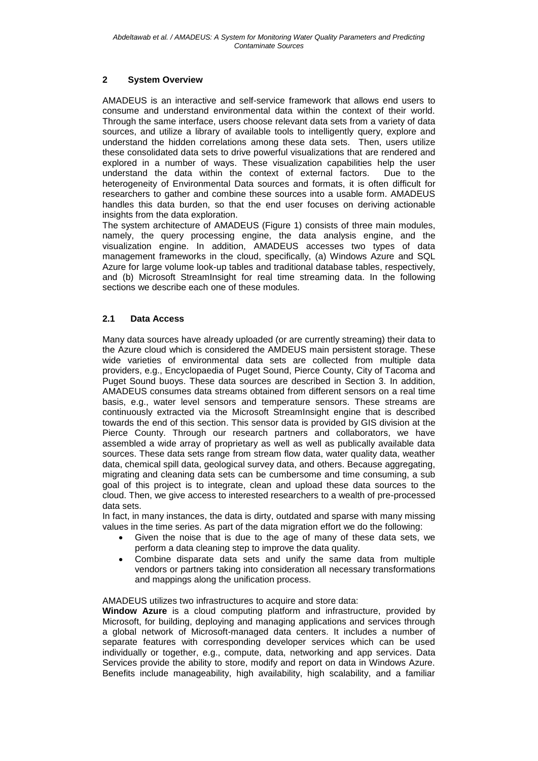## 2 System Overview

AMADEUS is an interactive and self-service framework that allows end users to consume and understand environmental data within the context of their world. Through the same interface, users choose relevant data sets from a variety of data sources, and utilize a library of available tools to intelligently query, explore and understand the hidden correlations among these data sets. Then, users utilize these consolidated data sets to drive powerful visualizations that are rendered and explored in a number of ways. These visualization capabilities help the user understand the data within the context of external factors. Due to the heterogeneity of Environmental Data sources and formats, it is often difficult for researchers to gather and combine these sources into a usable form. AMADEUS handles this data burden, so that the end user focuses on deriving actionable insights from the data exploration.

The system architecture of AMADEUS (Figure 1) consists of three main modules, namely, the query processing engine, the data analysis engine, and the visualization engine. In addition, AMADEUS accesses two types of data management frameworks in the cloud, specifically, (a) Windows Azure and SQL Azure for large volume look-up tables and traditional database tables, respectively, and (b) Microsoft StreamInsight for real time streaming data. In the following sections we describe each one of these modules.

### 2.1 Data Access

Many data sources have already uploaded (or are currently streaming) their data to the Azure cloud which is considered the AMDEUS main persistent storage. These wide varieties of environmental data sets are collected from multiple data providers, e.g., Encyclopaedia of Puget Sound, Pierce County, City of Tacoma and Puget Sound buoys. These data sources are described in Section 3. In addition, AMADEUS consumes data streams obtained from different sensors on a real time basis, e.g., water level sensors and temperature sensors. These streams are continuously extracted via the Microsoft StreamInsight engine that is described towards the end of this section. This sensor data is provided by GIS division at the Pierce County. Through our research partners and collaborators, we have assembled a wide array of proprietary as well as well as publically available data sources. These data sets range from stream flow data, water quality data, weather data, chemical spill data, geological survey data, and others. Because aggregating, migrating and cleaning data sets can be cumbersome and time consuming, a sub goal of this project is to integrate, clean and upload these data sources to the cloud. Then, we give access to interested researchers to a wealth of pre-processed data sets.

In fact, in many instances, the data is dirty, outdated and sparse with many missing values in the time series. As part of the data migration effort we do the following:

- Given the noise that is due to the age of many of these data sets, we perform a data cleaning step to improve the data quality.
- Combine disparate data sets and unify the same data from multiple vendors or partners taking into consideration all necessary transformations and mappings along the unification process.

AMADEUS utilizes two infrastructures to acquire and store data:

**Window Azure** is a cloud computing platform and infrastructure, provided by Microsoft, for building, deploying and managing applications and services through a global network of Microsoft-managed data centers. It includes a number of separate features with corresponding developer services which can be used individually or together, e.g., compute, data, networking and app services. Data Services provide the ability to store, modify and report on data in Windows Azure. Benefits include manageability, high availability, high scalability, and a familiar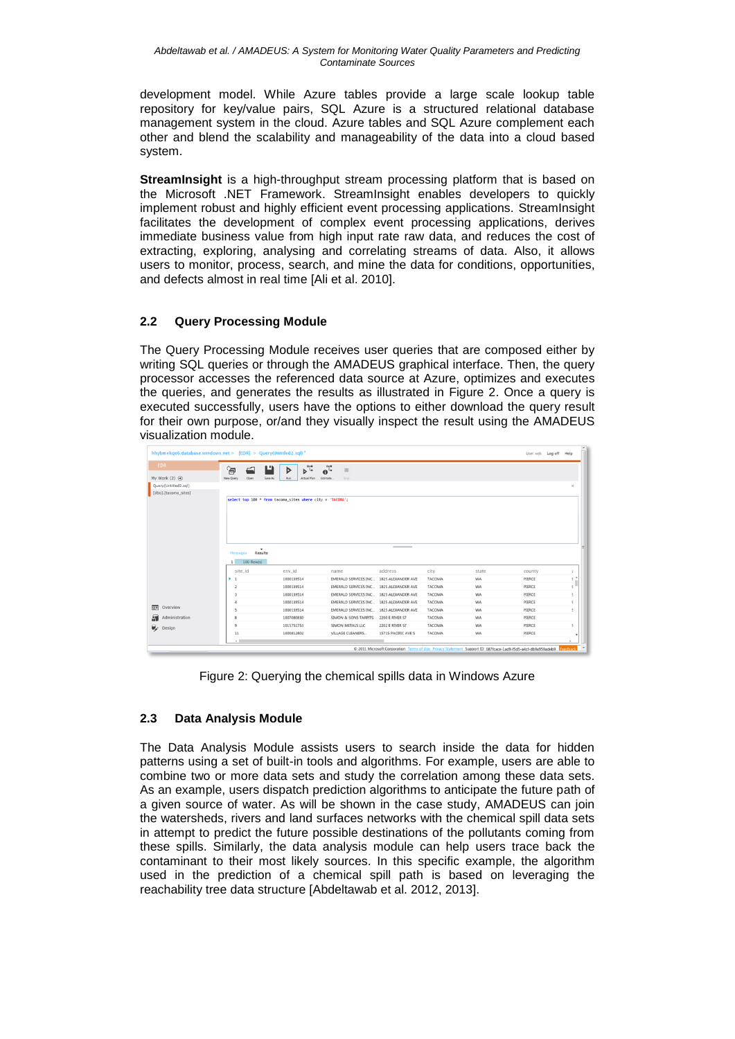development model. While Azure tables provide a large scale lookup table repository for key/value pairs, SQL Azure is a structured relational database management system in the cloud. Azure tables and SQL Azure complement each other and blend the scalability and manageability of the data into a cloud based system.

**StreamInsight** is a high-throughput stream processing platform that is based on the Microsoft .NET Framework. StreamInsight enables developers to quickly implement robust and highly efficient event processing applications. StreamInsight facilitates the development of complex event processing applications, derives immediate business value from high input rate raw data, and reduces the cost of extracting, exploring, analysing and correlating streams of data. Also, it allows users to monitor, process, search, and mine the data for conditions, opportunities, and defects almost in real time [Ali et al. 2010].

## 2.2 Query Processing Module

The Query Processing Module receives user queries that are composed either by writing SQL queries or through the AMADEUS graphical interface. Then, the query processor accesses the referenced data source at Azure, optimizes and executes the queries, and generates the results as illustrated in Figure 2. Once a query is executed successfully, users have the options to either download the query result for their own purpose, or/and they visually inspect the result using the AMADEUS visualization module.

Figure 2: Querying the chemical spills data in Windows Azure

## 2.3 Data Analysis Module

The Data Analysis Module assists users to search inside the data for hidden patterns using a set of built-in tools and algorithms. For example, users are able to combine two or more data sets and study the correlation among these data sets. As an example, users dispatch prediction algorithms to anticipate the future path of a given source of water. As will be shown in the case study, AMADEUS can join the watersheds, rivers and land surfaces networks with the chemical spill data sets in attempt to predict the future possible destinations of the pollutants coming from these spills. Similarly, the data analysis module can help users trace back the contaminant to their most likely sources. In this specific example, the algorithm used in the prediction of a chemical spill path is based on leveraging the reachability tree data structure [Abdeltawab et al. 2012, 2013].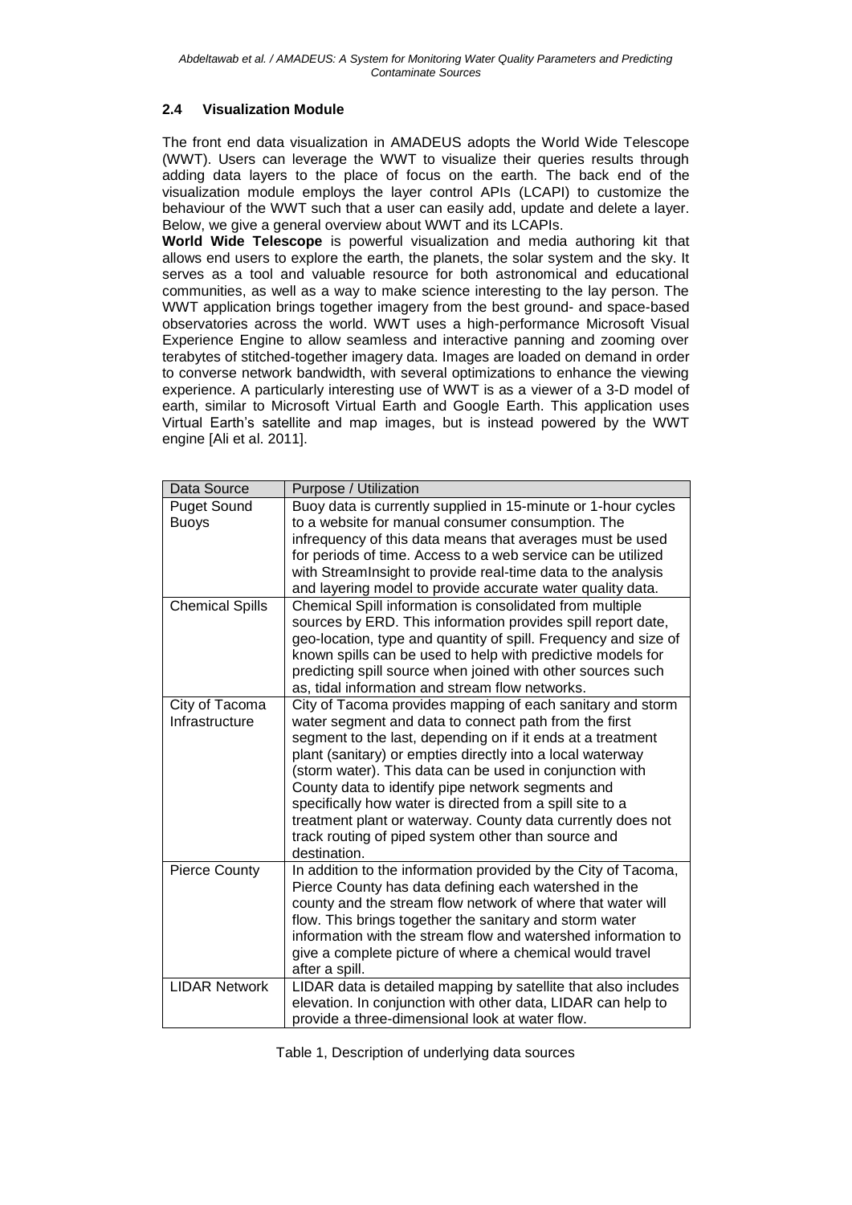### 2.4 Visualization Module

The front end data visualization in AMADEUS adopts the World Wide Telescope (WWT). Users can leverage the WWT to visualize their queries results through adding data layers to the place of focus on the earth. The back end of the visualization module employs the layer control APIs (LCAPI) to customize the behaviour of the WWT such that a user can easily add, update and delete a layer. Below, we give a general overview about WWT and its LCAPIs.

**World Wide Telescope** is powerful visualization and media authoring kit that allows end users to explore the earth, the planets, the solar system and the sky. It serves as a tool and valuable resource for both astronomical and educational communities, as well as a way to make science interesting to the lay person. The WWT application brings together imagery from the best ground- and space-based observatories across the world. WWT uses a high-performance Microsoft Visual Experience Engine to allow seamless and interactive panning and zooming over terabytes of stitched-together imagery data. Images are loaded on demand in order to converse network bandwidth, with several optimizations to enhance the viewing experience. A particularly interesting use of WWT is as a viewer of a 3-D model of earth, similar to Microsoft Virtual Earth and Google Earth. This application uses Virtual Earth's satellite and map images, but is instead powered by the WWT engine [Ali et al. 2011].

| Data Source | Purpose / Utilization |
|---|---|
| Puget Sound Buoys | Buoy data is currently supplied in 15-minute or 1-hour cycles to a website for manual consumer consumption. The infrequency of this data means that averages must be used for periods of time. Access to a web service can be utilized with StreamInsight to provide real-time data to the analysis and layering model to provide accurate water quality data. |
| Chemical Spills | Chemical Spill information is consolidated from multiple sources by ERD. This information provides spill report date, geo-location, type and quantity of spill. Frequency and size of known spills can be used to help with predictive models for predicting spill source when joined with other sources such as, tidal information and stream flow networks. |
| City of Tacoma Infrastructure | City of Tacoma provides mapping of each sanitary and storm water segment and data to connect path from the first segment to the last, depending on if it ends at a treatment plant (sanitary) or empties directly into a local waterway (storm water). This data can be used in conjunction with County data to identify pipe network segments and specifically how water is directed from a spill site to a treatment plant or waterway. County data currently does not track routing of piped system other than source and destination. |
| Pierce County | In addition to the information provided by the City of Tacoma, Pierce County has data defining each watershed in the county and the stream flow network of where that water will flow. This brings together the sanitary and storm water information with the stream flow and watershed information to give a complete picture of where a chemical would travel after a spill. |
| LIDAR Network | LIDAR data is detailed mapping by satellite that also includes elevation. In conjunction with other data, LIDAR can help to provide a three-dimensional look at water flow. |

Table 1, Description of underlying data sources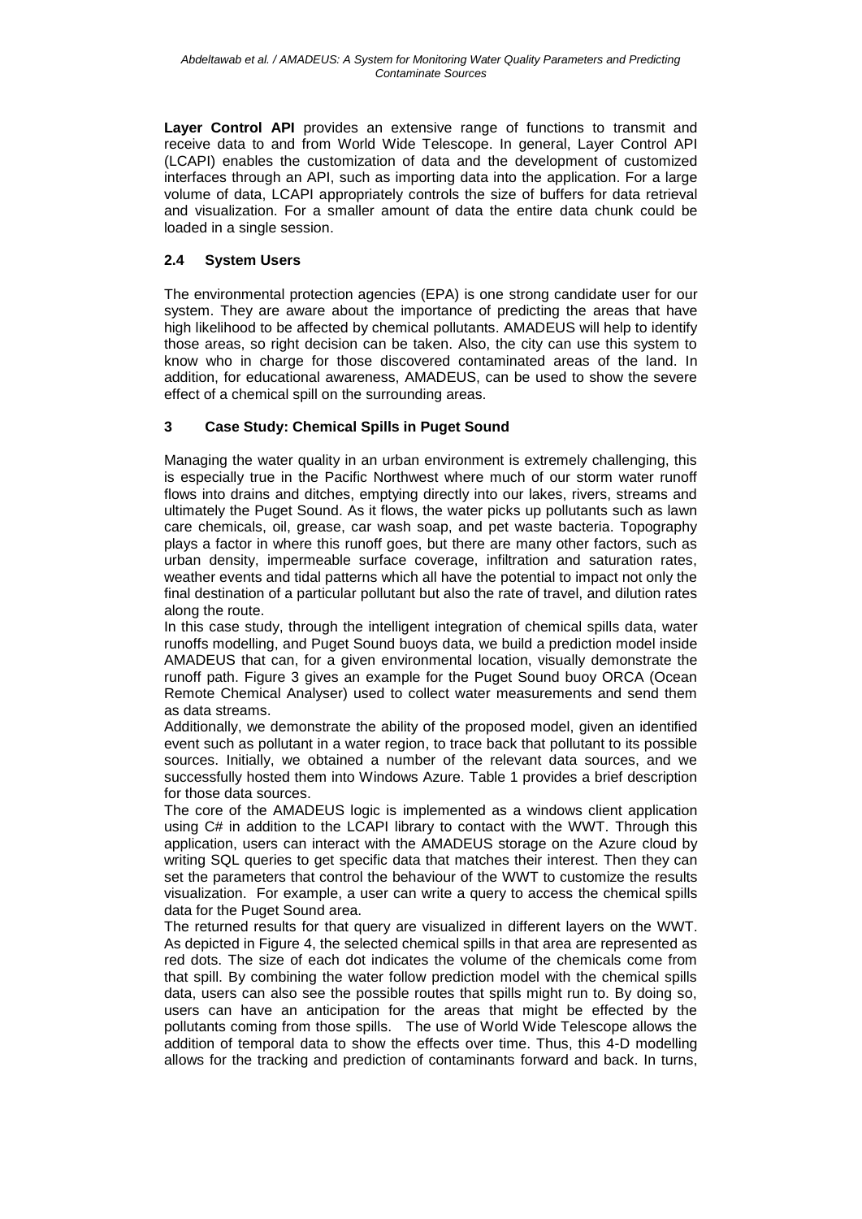**Layer Control API** provides an extensive range of functions to transmit and receive data to and from World Wide Telescope. In general, Layer Control API (LCAPI) enables the customization of data and the development of customized interfaces through an API, such as importing data into the application. For a large volume of data, LCAPI appropriately controls the size of buffers for data retrieval and visualization. For a smaller amount of data the entire data chunk could be loaded in a single session.

### 2.4 System Users

The environmental protection agencies (EPA) is one strong candidate user for our system. They are aware about the importance of predicting the areas that have high likelihood to be affected by chemical pollutants. AMADEUS will help to identify those areas, so right decision can be taken. Also, the city can use this system to know who in charge for those discovered contaminated areas of the land. In addition, for educational awareness, AMADEUS, can be used to show the severe effect of a chemical spill on the surrounding areas.

## 3 Case Study: Chemical Spills in Puget Sound

Managing the water quality in an urban environment is extremely challenging, this is especially true in the Pacific Northwest where much of our storm water runoff flows into drains and ditches, emptying directly into our lakes, rivers, streams and ultimately the Puget Sound. As it flows, the water picks up pollutants such as lawn care chemicals, oil, grease, car wash soap, and pet waste bacteria. Topography plays a factor in where this runoff goes, but there are many other factors, such as urban density, impermeable surface coverage, infiltration and saturation rates, weather events and tidal patterns which all have the potential to impact not only the final destination of a particular pollutant but also the rate of travel, and dilution rates along the route.

In this case study, through the intelligent integration of chemical spills data, water runoffs modelling, and Puget Sound buoys data, we build a prediction model inside AMADEUS that can, for a given environmental location, visually demonstrate the runoff path. Figure 3 gives an example for the Puget Sound buoy ORCA (Ocean Remote Chemical Analyser) used to collect water measurements and send them as data streams.

Additionally, we demonstrate the ability of the proposed model, given an identified event such as pollutant in a water region, to trace back that pollutant to its possible sources. Initially, we obtained a number of the relevant data sources, and we successfully hosted them into Windows Azure. Table 1 provides a brief description for those data sources.

The core of the AMADEUS logic is implemented as a windows client application using C# in addition to the LCAPI library to contact with the WWT. Through this application, users can interact with the AMADEUS storage on the Azure cloud by writing SQL queries to get specific data that matches their interest. Then they can set the parameters that control the behaviour of the WWT to customize the results visualization. For example, a user can write a query to access the chemical spills data for the Puget Sound area.

The returned results for that query are visualized in different layers on the WWT. As depicted in Figure 4, the selected chemical spills in that area are represented as red dots. The size of each dot indicates the volume of the chemicals come from that spill. By combining the water follow prediction model with the chemical spills data, users can also see the possible routes that spills might run to. By doing so, users can have an anticipation for the areas that might be effected by the pollutants coming from those spills. The use of World Wide Telescope allows the addition of temporal data to show the effects over time. Thus, this 4-D modelling allows for the tracking and prediction of contaminants forward and back. In turns,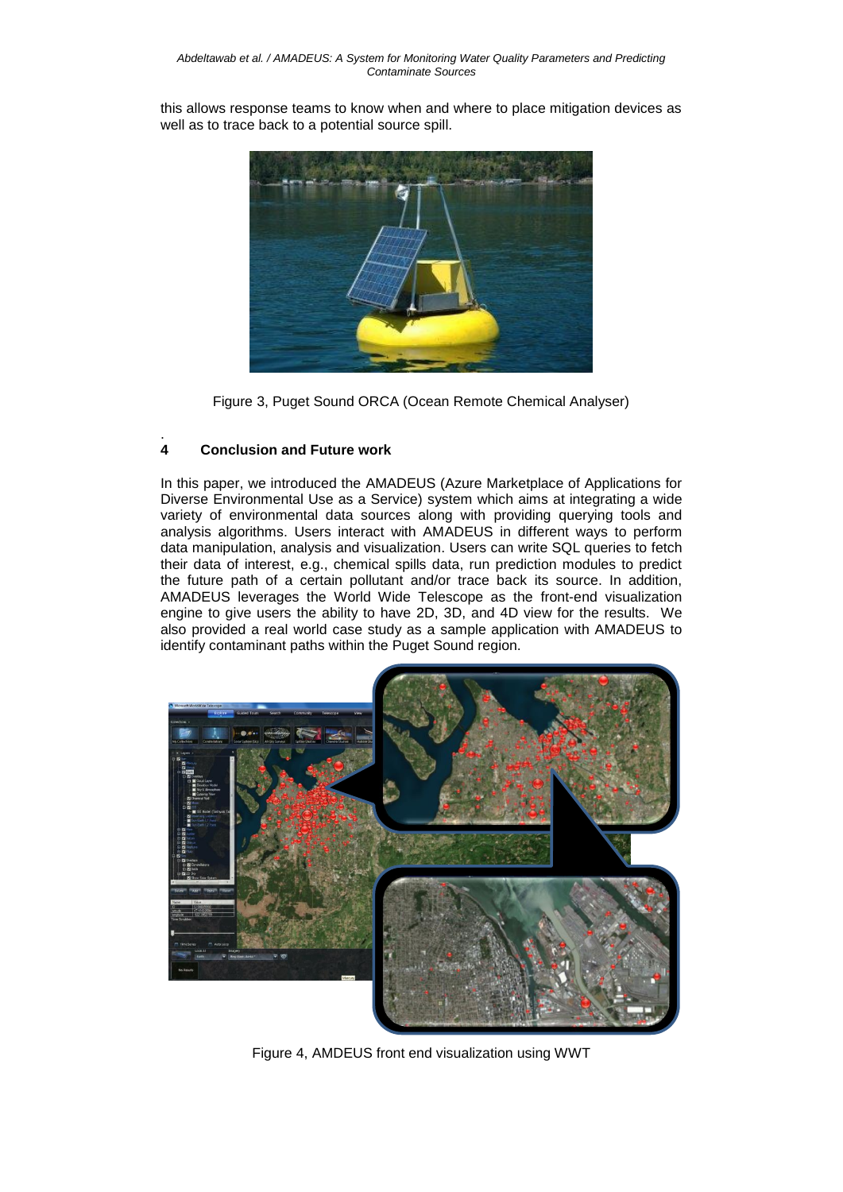this allows response teams to know when and where to place mitigation devices as well as to trace back to a potential source spill.

Figure 3, Puget Sound ORCA (Ocean Remote Chemical Analyser)

## 4 Conclusion and Future work

In this paper, we introduced the AMADEUS (Azure Marketplace of Applications for Diverse Environmental Use as a Service) system which aims at integrating a wide variety of environmental data sources along with providing querying tools and analysis algorithms. Users interact with AMADEUS in different ways to perform data manipulation, analysis and visualization. Users can write SQL queries to fetch their data of interest, e.g., chemical spills data, run prediction modules to predict the future path of a certain pollutant and/or trace back its source. In addition, AMADEUS leverages the World Wide Telescope as the front-end visualization engine to give users the ability to have 2D, 3D, and 4D view for the results. We also provided a real world case study as a sample application with AMADEUS to identify contaminant paths within the Puget Sound region.

Figure 4, AMDEUS front end visualization using WWT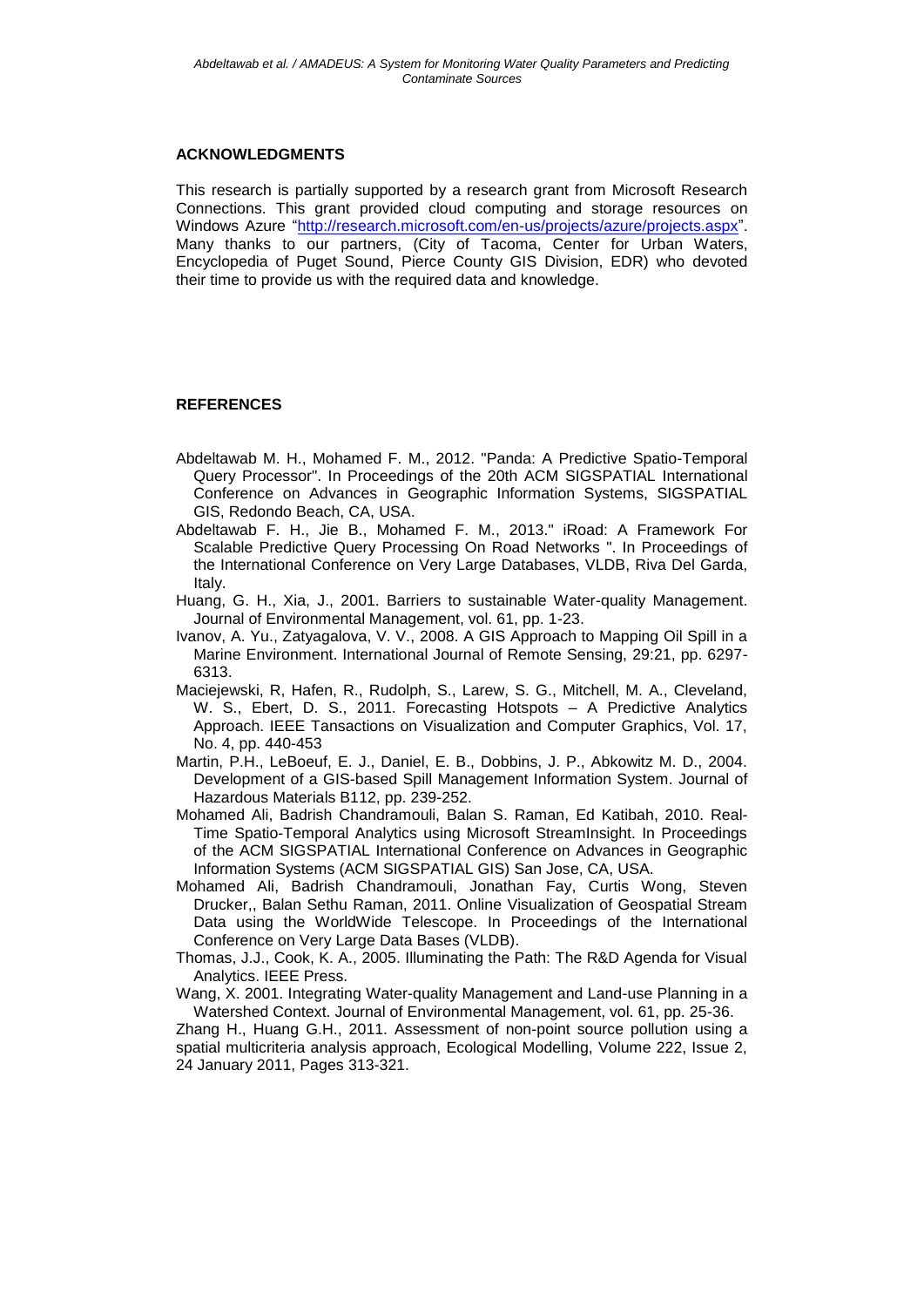## ACKNOWLEDGMENTS

This research is partially supported by a research grant from Microsoft Research Connections. This grant provided cloud computing and storage resources on Windows Azure "[http://research.microsoft.com/en-us/projects/azure/projects.aspx](http://research.microsoft.com/en-us/projects/azure/projects.aspx)". Many thanks to our partners, (City of Tacoma, Center for Urban Waters, Encyclopedia of Puget Sound, Pierce County GIS Division, EDR) who devoted their time to provide us with the required data and knowledge.

## REFERENCES

- Abdeltawab M. H., Mohamed F. M., 2012. "Panda: A Predictive Spatio-Temporal Query Processor". In Proceedings of the 20th ACM SIGSPATIAL International Conference on Advances in Geographic Information Systems, SIGSPATIAL GIS, Redondo Beach, CA, USA.
- Abdeltawab F. H., Jie B., Mohamed F. M., 2013." iRoad: A Framework For Scalable Predictive Query Processing On Road Networks ". In Proceedings of the International Conference on Very Large Databases, VLDB, Riva Del Garda, Italy.
- Huang, G. H., Xia, J., 2001. Barriers to sustainable Water-quality Management. Journal of Environmental Management, vol. 61, pp. 1-23.
- Ivanov, A. Yu., Zatyagalova, V. V., 2008. A GIS Approach to Mapping Oil Spill in a Marine Environment. International Journal of Remote Sensing, 29:21, pp. 6297-6313.
- Maciejewski, R, Hafen, R., Rudolph, S., Larew, S. G., Mitchell, M. A., Cleveland, W. S., Ebert, D. S., 2011. Forecasting Hotspots – A Predictive Analytics Approach. IEEE Tansactions on Visualization and Computer Graphics, Vol. 17, No. 4, pp. 440-453
- Martin, P.H., LeBoeuf, E. J., Daniel, E. B., Dobbins, J. P., Abkowitz M. D., 2004. Development of a GIS-based Spill Management Information System. Journal of Hazardous Materials B112, pp. 239-252.
- Mohamed Ali, Badrish Chandramouli, Balan S. Raman, Ed Katibah, 2010. Real-Time Spatio-Temporal Analytics using Microsoft StreamInsight. In Proceedings of the ACM SIGSPATIAL International Conference on Advances in Geographic Information Systems (ACM SIGSPATIAL GIS) San Jose, CA, USA.
- Mohamed Ali, Badrish Chandramouli, Jonathan Fay, Curtis Wong, Steven Drucker,, Balan Sethu Raman, 2011. Online Visualization of Geospatial Stream Data using the WorldWide Telescope. In Proceedings of the International Conference on Very Large Data Bases (VLDB).
- Thomas, J.J., Cook, K. A., 2005. Illuminating the Path: The R&D Agenda for Visual Analytics. IEEE Press.
- Wang, X. 2001. Integrating Water-quality Management and Land-use Planning in a Watershed Context. Journal of Environmental Management, vol. 61, pp. 25-36.

Zhang H., Huang G.H., 2011. Assessment of non-point source pollution using a spatial multicriteria analysis approach, Ecological Modelling, Volume 222, Issue 2, 24 January 2011, Pages 313-321.